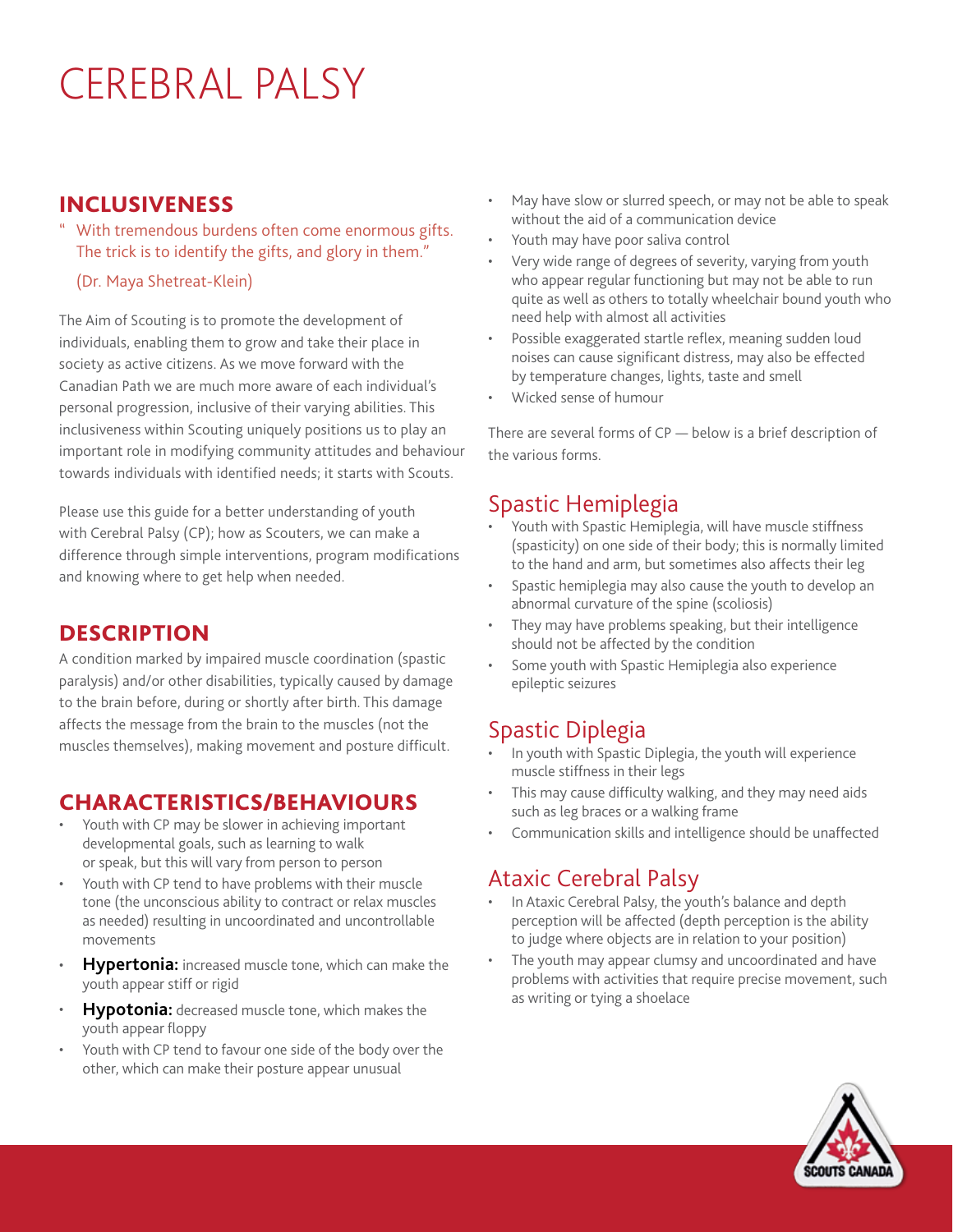# CEREBRAL PALSY

## INCLUSIVENESS

> " With tremendous burdens often come enormous gifts. The trick is to identify the gifts, and glory in them."
>
> (Dr. Maya Shetreat-Klein)

The Aim of Scouting is to promote the development of individuals, enabling them to grow and take their place in society as active citizens. As we move forward with the Canadian Path we are much more aware of each individual's personal progression, inclusive of their varying abilities. This inclusiveness within Scouting uniquely positions us to play an important role in modifying community attitudes and behaviour towards individuals with identified needs; it starts with Scouts.

Please use this guide for a better understanding of youth with Cerebral Palsy (CP); how as Scouters, we can make a difference through simple interventions, program modifications and knowing where to get help when needed.

## DESCRIPTION

A condition marked by impaired muscle coordination (spastic paralysis) and/or other disabilities, typically caused by damage to the brain before, during or shortly after birth. This damage affects the message from the brain to the muscles (not the muscles themselves), making movement and posture difficult.

## CHARACTERISTICS/BEHAVIOURS

- Youth with CP may be slower in achieving important developmental goals, such as learning to walk or speak, but this will vary from person to person
- Youth with CP tend to have problems with their muscle tone (the unconscious ability to contract or relax muscles as needed) resulting in uncoordinated and uncontrollable movements
- **Hypertonia:** increased muscle tone, which can make the youth appear stiff or rigid
- **Hypotonia:** decreased muscle tone, which makes the youth appear floppy
- Youth with CP tend to favour one side of the body over the other, which can make their posture appear unusual
- May have slow or slurred speech, or may not be able to speak without the aid of a communication device
- Youth may have poor saliva control
- Very wide range of degrees of severity, varying from youth who appear regular functioning but may not be able to run quite as well as others to totally wheelchair bound youth who need help with almost all activities
- Possible exaggerated startle reflex, meaning sudden loud noises can cause significant distress, may also be effected by temperature changes, lights, taste and smell
- Wicked sense of humour

There are several forms of CP — below is a brief description of the various forms.

### Spastic Hemiplegia

- Youth with Spastic Hemiplegia, will have muscle stiffness (spasticity) on one side of their body; this is normally limited to the hand and arm, but sometimes also affects their leg
- Spastic hemiplegia may also cause the youth to develop an abnormal curvature of the spine (scoliosis)
- They may have problems speaking, but their intelligence should not be affected by the condition
- Some youth with Spastic Hemiplegia also experience epileptic seizures

### Spastic Diplegia

- In youth with Spastic Diplegia, the youth will experience muscle stiffness in their legs
- This may cause difficulty walking, and they may need aids such as leg braces or a walking frame
- Communication skills and intelligence should be unaffected

### Ataxic Cerebral Palsy

- In Ataxic Cerebral Palsy, the youth's balance and depth perception will be affected (depth perception is the ability to judge where objects are in relation to your position)
- The youth may appear clumsy and uncoordinated and have problems with activities that require precise movement, such as writing or tying a shoelace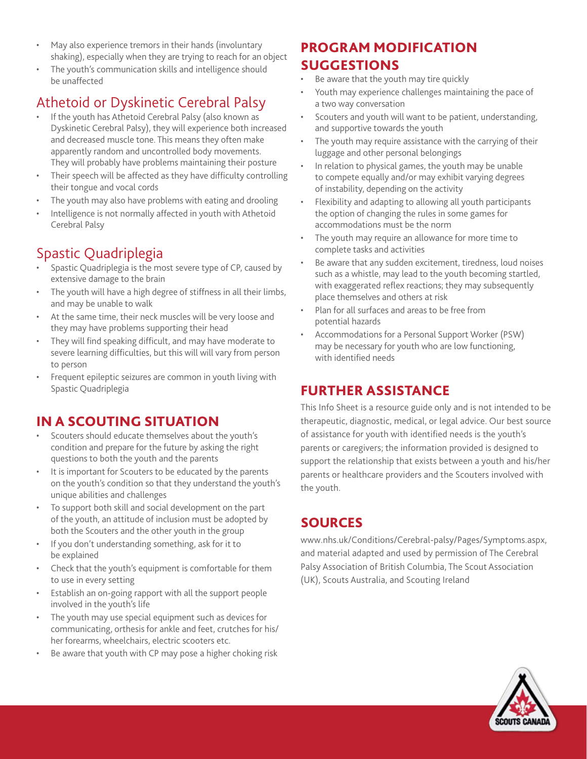- May also experience tremors in their hands (involuntary shaking), especially when they are trying to reach for an object
- The youth's communication skills and intelligence should be unaffected

## Athetoid or Dyskinetic Cerebral Palsy

- If the youth has Athetoid Cerebral Palsy (also known as Dyskinetic Cerebral Palsy), they will experience both increased and decreased muscle tone. This means they often make apparently random and uncontrolled body movements. They will probably have problems maintaining their posture
- Their speech will be affected as they have difficulty controlling their tongue and vocal cords
- The youth may also have problems with eating and drooling
- Intelligence is not normally affected in youth with Athetoid Cerebral Palsy

## Spastic Quadriplegia

- Spastic Quadriplegia is the most severe type of CP, caused by extensive damage to the brain
- The youth will have a high degree of stiffness in all their limbs, and may be unable to walk
- At the same time, their neck muscles will be very loose and they may have problems supporting their head
- They will find speaking difficult, and may have moderate to severe learning difficulties, but this will will vary from person to person
- Frequent epileptic seizures are common in youth living with Spastic Quadriplegia

# IN A SCOUTING SITUATION

- Scouters should educate themselves about the youth's condition and prepare for the future by asking the right questions to both the youth and the parents
- It is important for Scouters to be educated by the parents on the youth's condition so that they understand the youth's unique abilities and challenges
- To support both skill and social development on the part of the youth, an attitude of inclusion must be adopted by both the Scouters and the other youth in the group
- If you don't understanding something, ask for it to be explained
- Check that the youth's equipment is comfortable for them to use in every setting
- Establish an on-going rapport with all the support people involved in the youth's life
- The youth may use special equipment such as devices for communicating, orthesis for ankle and feet, crutches for his/her forearms, wheelchairs, electric scooters etc.
- Be aware that youth with CP may pose a higher choking risk

# PROGRAM MODIFICATION SUGGESTIONS

- Be aware that the youth may tire quickly
- Youth may experience challenges maintaining the pace of a two way conversation
- Scouters and youth will want to be patient, understanding, and supportive towards the youth
- The youth may require assistance with the carrying of their luggage and other personal belongings
- In relation to physical games, the youth may be unable to compete equally and/or may exhibit varying degrees of instability, depending on the activity
- Flexibility and adapting to allowing all youth participants the option of changing the rules in some games for accommodations must be the norm
- The youth may require an allowance for more time to complete tasks and activities
- Be aware that any sudden excitement, tiredness, loud noises such as a whistle, may lead to the youth becoming startled, with exaggerated reflex reactions; they may subsequently place themselves and others at risk
- Plan for all surfaces and areas to be free from potential hazards
- Accommodations for a Personal Support Worker (PSW) may be necessary for youth who are low functioning, with identified needs

# FURTHER ASSISTANCE

This Info Sheet is a resource guide only and is not intended to be therapeutic, diagnostic, medical, or legal advice. Our best source of assistance for youth with identified needs is the youth's parents or caregivers; the information provided is designed to support the relationship that exists between a youth and his/her parents or healthcare providers and the Scouters involved with the youth.

# SOURCES

www.nhs.uk/Conditions/Cerebral-palsy/Pages/Symptoms.aspx, and material adapted and used by permission of The Cerebral Palsy Association of British Columbia, The Scout Association (UK), Scouts Australia, and Scouting Ireland